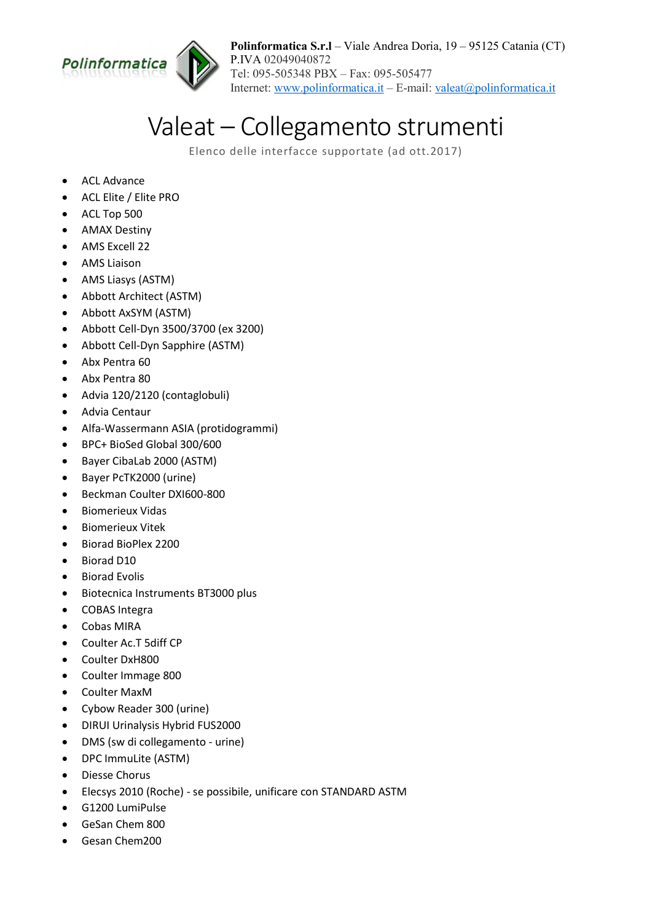**Polinformatica S.r.l** – Viale Andrea Doria, 19 – 95125 Catania (CT)
P.IVA 02049040872
Tel: 095-505348 PBX – Fax: 095-505477
Internet: www.polinformatica.it – E-mail: valeat@polinformatica.it

# Valeat – Collegamento strumenti

Elenco delle interfacce supportate (ad ott.2017)

- ACL Advance
- ACL Elite / Elite PRO
- ACL Top 500
- AMAX Destiny
- AMS Excell 22
- AMS Liaison
- AMS Liasys (ASTM)
- Abbott Architect (ASTM)
- Abbott AxSYM (ASTM)
- Abbott Cell-Dyn 3500/3700 (ex 3200)
- Abbott Cell-Dyn Sapphire (ASTM)
- Abx Pentra 60
- Abx Pentra 80
- Advia 120/2120 (contaglobuli)
- Advia Centaur
- Alfa-Wassermann ASIA (protidogrammi)
- BPC+ BioSed Global 300/600
- Bayer CibaLab 2000 (ASTM)
- Bayer PcTK2000 (urine)
- Beckman Coulter DXI600-800
- Biomerieux Vidas
- Biomerieux Vitek
- Biorad BioPlex 2200
- Biorad D10
- Biorad Evolis
- Biotecnica Instruments BT3000 plus
- COBAS Integra
- Cobas MIRA
- Coulter Ac.T 5diff CP
- Coulter DxH800
- Coulter Immage 800
- Coulter MaxM
- Cybow Reader 300 (urine)
- DIRUI Urinalysis Hybrid FUS2000
- DMS (sw di collegamento - urine)
- DPC ImmuLite (ASTM)
- Diesse Chorus
- Elecsys 2010 (Roche) - se possibile, unificare con STANDARD ASTM
- G1200 LumiPulse
- GeSan Chem 800
- Gesan Chem200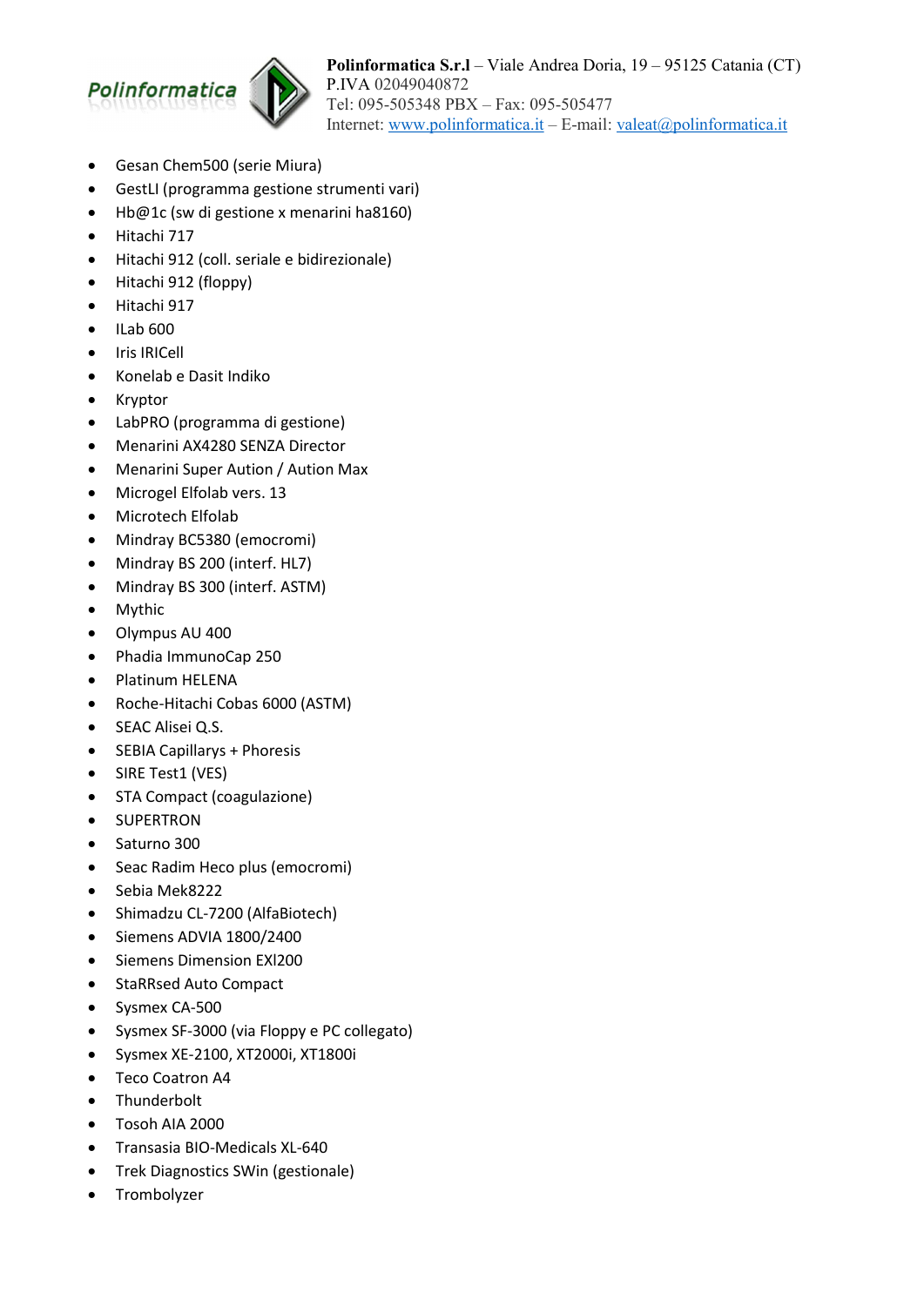- Gesan Chem500 (serie Miura)
- GestLI (programma gestione strumenti vari)
- Hb@1c (sw di gestione x menarini ha8160)
- Hitachi 717
- Hitachi 912 (coll. seriale e bidirezionale)
- Hitachi 912 (floppy)
- Hitachi 917
- ILab 600
- Iris IRICell
- Konelab e Dasit Indiko
- Kryptor
- LabPRO (programma di gestione)
- Menarini AX4280 SENZA Director
- Menarini Super Aution / Aution Max
- Microgel Elfolab vers. 13
- Microtech Elfolab
- Mindray BC5380 (emocromi)
- Mindray BS 200 (interf. HL7)
- Mindray BS 300 (interf. ASTM)
- Mythic
- Olympus AU 400
- Phadia ImmunoCap 250
- Platinum HELENA
- Roche-Hitachi Cobas 6000 (ASTM)
- SEAC Alisei Q.S.
- SEBIA Capillarys + Phoresis
- SIRE Test1 (VES)
- STA Compact (coagulazione)
- SUPERTRON
- Saturno 300
- Seac Radim Heco plus (emocromi)
- Sebia Mek8222
- Shimadzu CL-7200 (AlfaBiotech)
- Siemens ADVIA 1800/2400
- Siemens Dimension EXl200
- StaRRsed Auto Compact
- Sysmex CA-500
- Sysmex SF-3000 (via Floppy e PC collegato)
- Sysmex XE-2100, XT2000i, XT1800i
- Teco Coatron A4
- Thunderbolt
- Tosoh AIA 2000
- Transasia BIO-Medicals XL-640
- Trek Diagnostics SWin (gestionale)
- Trombolyzer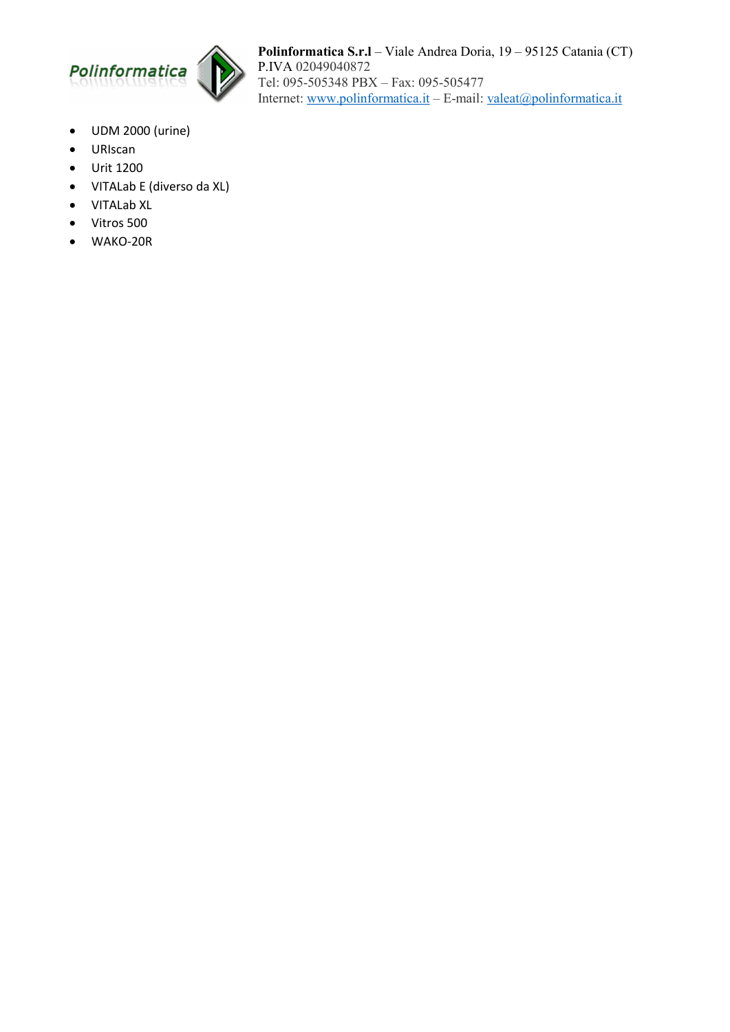- UDM 2000 (urine)
- URIscan
- Urit 1200
- VITALab E (diverso da XL)
- VITALab XL
- Vitros 500
- WAKO-20R